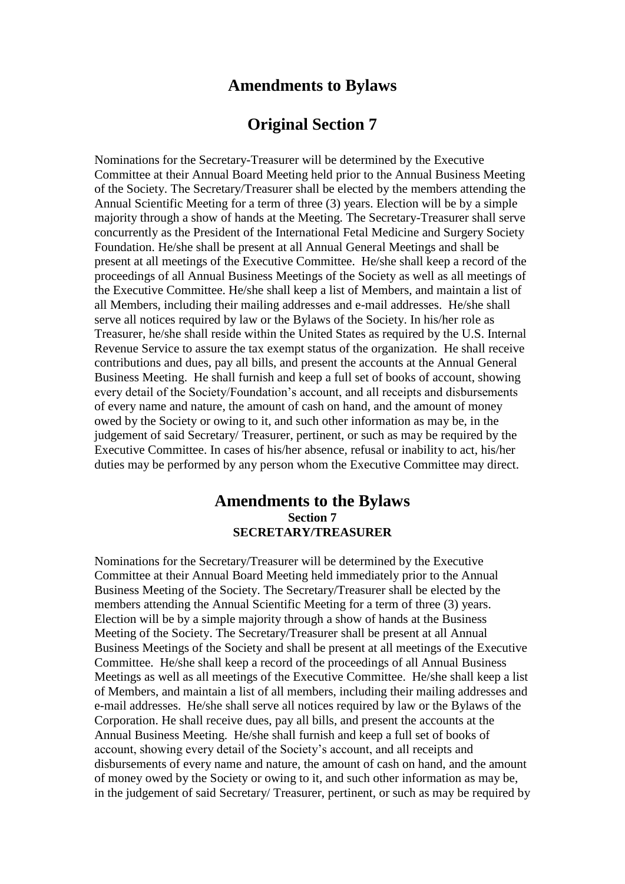# Amendments to Bylaws

# Original Section 7

Nominations for the Secretary-Treasurer will be determined by the Executive Committee at their Annual Board Meeting held prior to the Annual Business Meeting of the Society. The Secretary/Treasurer shall be elected by the members attending the Annual Scientific Meeting for a term of three (3) years. Election will be by a simple majority through a show of hands at the Meeting. The Secretary-Treasurer shall serve concurrently as the President of the International Fetal Medicine and Surgery Society Foundation. He/she shall be present at all Annual General Meetings and shall be present at all meetings of the Executive Committee. He/she shall keep a record of the proceedings of all Annual Business Meetings of the Society as well as all meetings of the Executive Committee. He/she shall keep a list of Members, and maintain a list of all Members, including their mailing addresses and e-mail addresses. He/she shall serve all notices required by law or the Bylaws of the Society. In his/her role as Treasurer, he/she shall reside within the United States as required by the U.S. Internal Revenue Service to assure the tax exempt status of the organization. He shall receive contributions and dues, pay all bills, and present the accounts at the Annual General Business Meeting. He shall furnish and keep a full set of books of account, showing every detail of the Society/Foundation's account, and all receipts and disbursements of every name and nature, the amount of cash on hand, and the amount of money owed by the Society or owing to it, and such other information as may be, in the judgement of said Secretary/ Treasurer, pertinent, or such as may be required by the Executive Committee. In cases of his/her absence, refusal or inability to act, his/her duties may be performed by any person whom the Executive Committee may direct.

## Amendments to the Bylaws

**Section 7**

**SECRETARY/TREASURER**

Nominations for the Secretary/Treasurer will be determined by the Executive Committee at their Annual Board Meeting held immediately prior to the Annual Business Meeting of the Society. The Secretary/Treasurer shall be elected by the members attending the Annual Scientific Meeting for a term of three (3) years. Election will be by a simple majority through a show of hands at the Business Meeting of the Society. The Secretary/Treasurer shall be present at all Annual Business Meetings of the Society and shall be present at all meetings of the Executive Committee. He/she shall keep a record of the proceedings of all Annual Business Meetings as well as all meetings of the Executive Committee. He/she shall keep a list of Members, and maintain a list of all members, including their mailing addresses and e-mail addresses. He/she shall serve all notices required by law or the Bylaws of the Corporation. He shall receive dues, pay all bills, and present the accounts at the Annual Business Meeting. He/she shall furnish and keep a full set of books of account, showing every detail of the Society's account, and all receipts and disbursements of every name and nature, the amount of cash on hand, and the amount of money owed by the Society or owing to it, and such other information as may be, in the judgement of said Secretary/ Treasurer, pertinent, or such as may be required by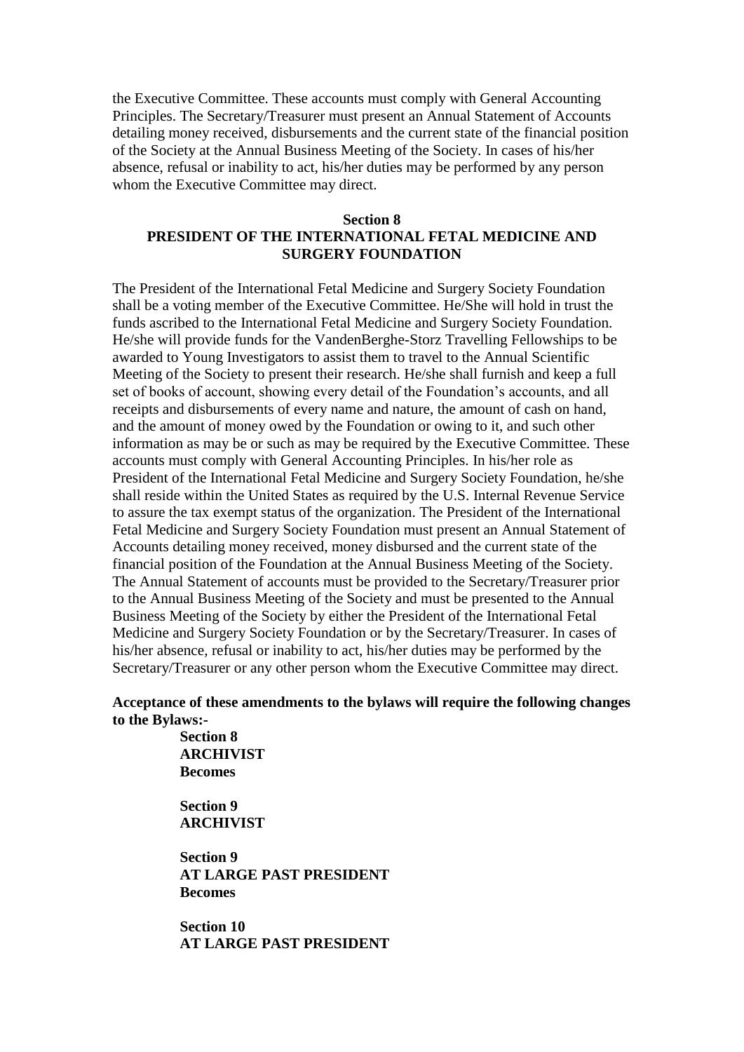the Executive Committee. These accounts must comply with General Accounting Principles. The Secretary/Treasurer must present an Annual Statement of Accounts detailing money received, disbursements and the current state of the financial position of the Society at the Annual Business Meeting of the Society. In cases of his/her absence, refusal or inability to act, his/her duties may be performed by any person whom the Executive Committee may direct.

**Section 8**
**PRESIDENT OF THE INTERNATIONAL FETAL MEDICINE AND SURGERY FOUNDATION**

The President of the International Fetal Medicine and Surgery Society Foundation shall be a voting member of the Executive Committee. He/She will hold in trust the funds ascribed to the International Fetal Medicine and Surgery Society Foundation. He/she will provide funds for the VandenBerghe-Storz Travelling Fellowships to be awarded to Young Investigators to assist them to travel to the Annual Scientific Meeting of the Society to present their research. He/she shall furnish and keep a full set of books of account, showing every detail of the Foundation's accounts, and all receipts and disbursements of every name and nature, the amount of cash on hand, and the amount of money owed by the Foundation or owing to it, and such other information as may be or such as may be required by the Executive Committee. These accounts must comply with General Accounting Principles. In his/her role as President of the International Fetal Medicine and Surgery Society Foundation, he/she shall reside within the United States as required by the U.S. Internal Revenue Service to assure the tax exempt status of the organization. The President of the International Fetal Medicine and Surgery Society Foundation must present an Annual Statement of Accounts detailing money received, money disbursed and the current state of the financial position of the Foundation at the Annual Business Meeting of the Society. The Annual Statement of accounts must be provided to the Secretary/Treasurer prior to the Annual Business Meeting of the Society and must be presented to the Annual Business Meeting of the Society by either the President of the International Fetal Medicine and Surgery Society Foundation or by the Secretary/Treasurer. In cases of his/her absence, refusal or inability to act, his/her duties may be performed by the Secretary/Treasurer or any other person whom the Executive Committee may direct.

**Acceptance of these amendments to the bylaws will require the following changes to the Bylaws:-**

> **Section 8**
> **ARCHIVIST**
> **Becomes**
>
> **Section 9**
> **ARCHIVIST**
>
> **Section 9**
> **AT LARGE PAST PRESIDENT**
> **Becomes**
>
> **Section 10**
> **AT LARGE PAST PRESIDENT**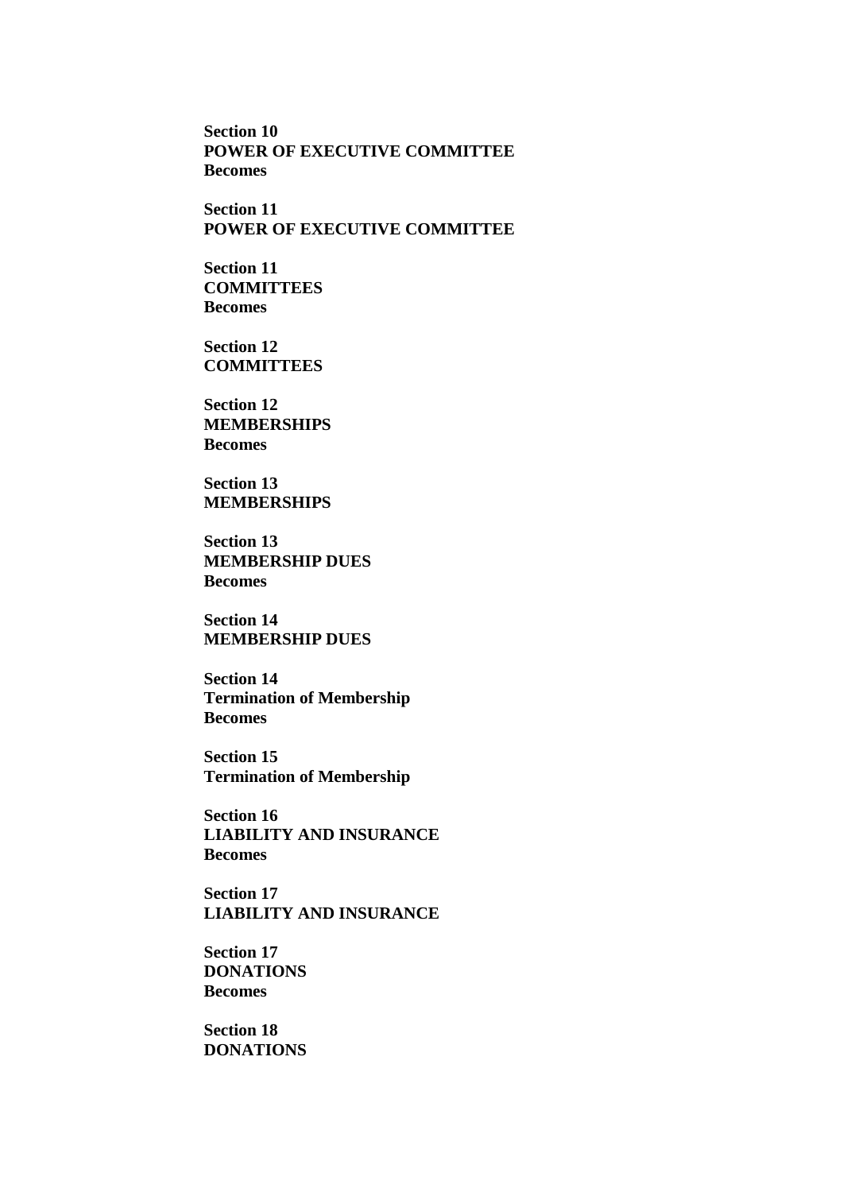**Section 10**
**POWER OF EXECUTIVE COMMITTEE**
**Becomes**

**Section 11**
**POWER OF EXECUTIVE COMMITTEE**

**Section 11**
**COMMITTEES**
**Becomes**

**Section 12**
**COMMITTEES**

**Section 12**
**MEMBERSHIPS**
**Becomes**

**Section 13**
**MEMBERSHIPS**

**Section 13**
**MEMBERSHIP DUES**
**Becomes**

**Section 14**
**MEMBERSHIP DUES**

**Section 14**
**Termination of Membership**
**Becomes**

**Section 15**
**Termination of Membership**

**Section 16**
**LIABILITY AND INSURANCE**
**Becomes**

**Section 17**
**LIABILITY AND INSURANCE**

**Section 17**
**DONATIONS**
**Becomes**

**Section 18**
**DONATIONS**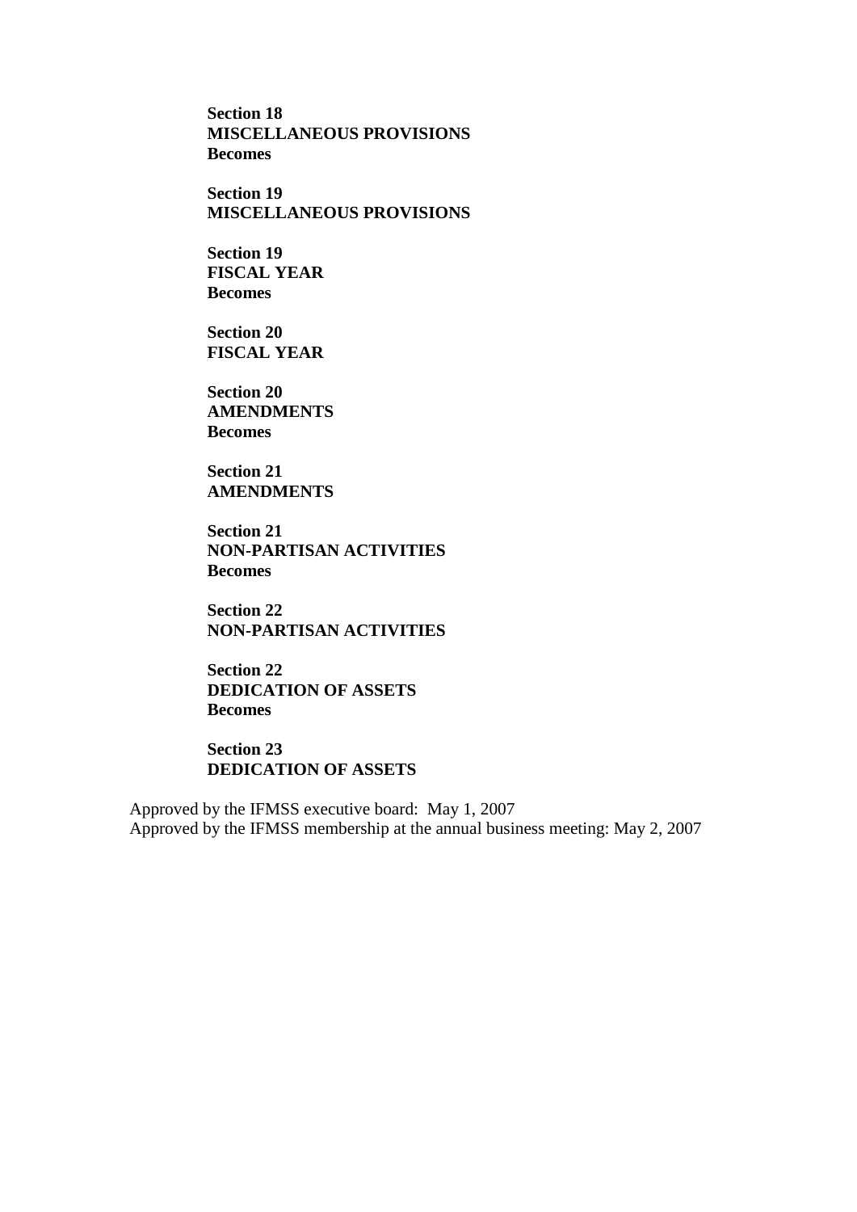**Section 18**
**MISCELLANEOUS PROVISIONS**
**Becomes**

**Section 19**
**MISCELLANEOUS PROVISIONS**

**Section 19**
**FISCAL YEAR**
**Becomes**

**Section 20**
**FISCAL YEAR**

**Section 20**
**AMENDMENTS**
**Becomes**

**Section 21**
**AMENDMENTS**

**Section 21**
**NON-PARTISAN ACTIVITIES**
**Becomes**

**Section 22**
**NON-PARTISAN ACTIVITIES**

**Section 22**
**DEDICATION OF ASSETS**
**Becomes**

**Section 23**
**DEDICATION OF ASSETS**

Approved by the IFMSS executive board: May 1, 2007
Approved by the IFMSS membership at the annual business meeting: May 2, 2007